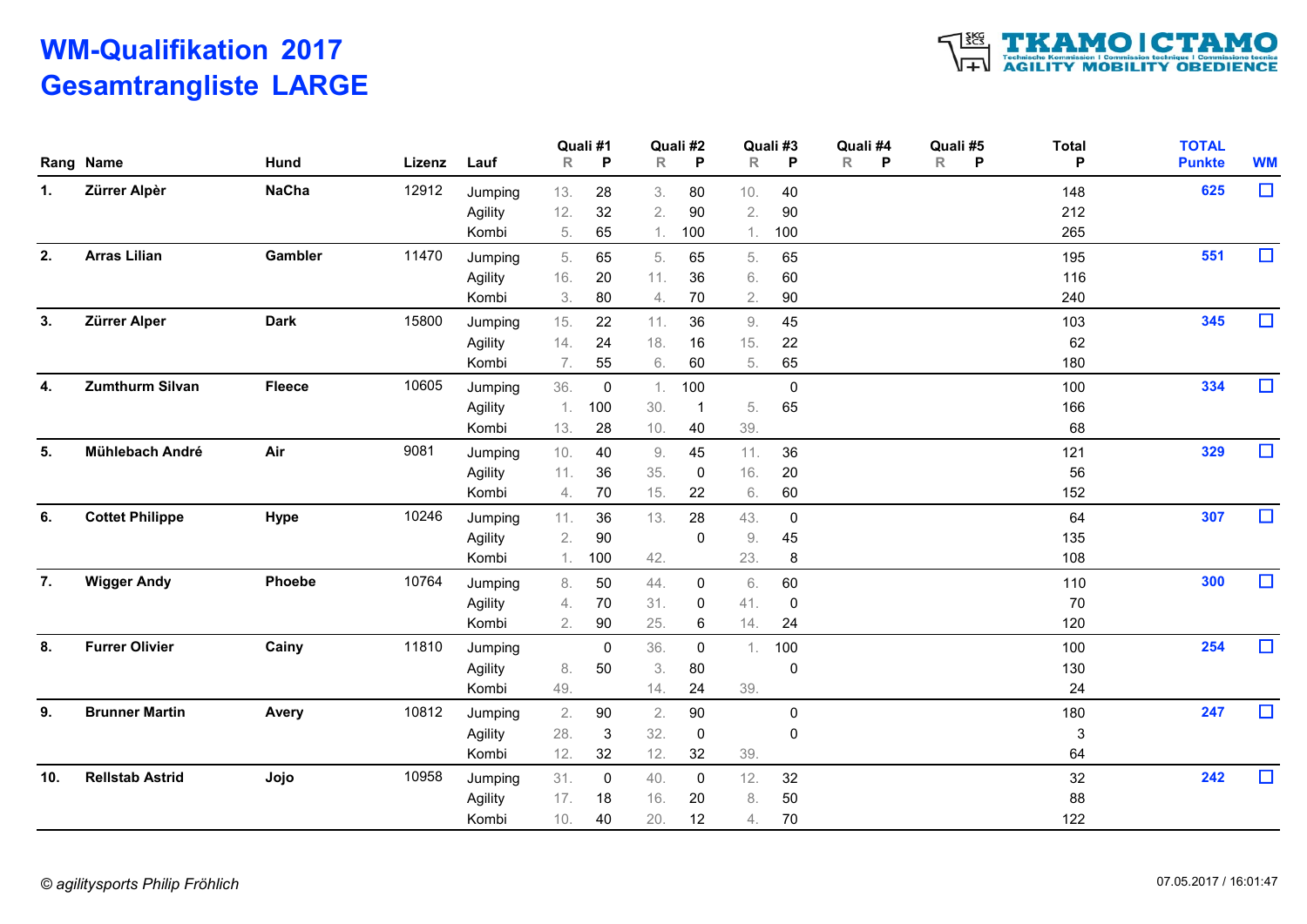# WM-Qualifikation 2017
# Gesamtrangliste LARGE

| Rang | Name | Hund | Lizenz | Lauf | Quali #1 R | Quali #1 P | Quali #2 R | Quali #2 P | Quali #3 R | Quali #3 P | Quali #4 R | Quali #4 P | Quali #5 R | Quali #5 P | Total P | TOTAL Punkte | WM |
|---|---|---|---|---|---|---|---|---|---|---|---|---|---|---|---|---|---|
| 1. | Zürrer Alpèr | NaCha | 12912 | Jumping | 13. | 28 | 3. | 80 | 10. | 40 | | | | | 148 | 625 | ☐ |
| | | | | Agility | 12. | 32 | 2. | 90 | 2. | 90 | | | | | 212 | | |
| | | | | Kombi | 5. | 65 | 1. | 100 | 1. | 100 | | | | | 265 | | |
| 2. | Arras Lilian | Gambler | 11470 | Jumping | 5. | 65 | 5. | 65 | 5. | 65 | | | | | 195 | 551 | ☐ |
| | | | | Agility | 16. | 20 | 11. | 36 | 6. | 60 | | | | | 116 | | |
| | | | | Kombi | 3. | 80 | 4. | 70 | 2. | 90 | | | | | 240 | | |
| 3. | Zürrer Alper | Dark | 15800 | Jumping | 15. | 22 | 11. | 36 | 9. | 45 | | | | | 103 | 345 | ☐ |
| | | | | Agility | 14. | 24 | 18. | 16 | 15. | 22 | | | | | 62 | | |
| | | | | Kombi | 7. | 55 | 6. | 60 | 5. | 65 | | | | | 180 | | |
| 4. | Zumthurm Silvan | Fleece | 10605 | Jumping | 36. | 0 | 1. | 100 | | 0 | | | | | 100 | 334 | ☐ |
| | | | | Agility | 1. | 100 | 30. | 1 | 5. | 65 | | | | | 166 | | |
| | | | | Kombi | 13. | 28 | 10. | 40 | 39. | | | | | | 68 | | |
| 5. | Mühlebach André | Air | 9081 | Jumping | 10. | 40 | 9. | 45 | 11. | 36 | | | | | 121 | 329 | ☐ |
| | | | | Agility | 11. | 36 | 35. | 0 | 16. | 20 | | | | | 56 | | |
| | | | | Kombi | 4. | 70 | 15. | 22 | 6. | 60 | | | | | 152 | | |
| 6. | Cottet Philippe | Hype | 10246 | Jumping | 11. | 36 | 13. | 28 | 43. | 0 | | | | | 64 | 307 | ☐ |
| | | | | Agility | 2. | 90 | | 0 | 9. | 45 | | | | | 135 | | |
| | | | | Kombi | 1. | 100 | 42. | | 23. | 8 | | | | | 108 | | |
| 7. | Wigger Andy | Phoebe | 10764 | Jumping | 8. | 50 | 44. | 0 | 6. | 60 | | | | | 110 | 300 | ☐ |
| | | | | Agility | 4. | 70 | 31. | 0 | 41. | 0 | | | | | 70 | | |
| | | | | Kombi | 2. | 90 | 25. | 6 | 14. | 24 | | | | | 120 | | |
| 8. | Furrer Olivier | Cainy | 11810 | Jumping | | 0 | 36. | 0 | 1. | 100 | | | | | 100 | 254 | ☐ |
| | | | | Agility | 8. | 50 | 3. | 80 | | 0 | | | | | 130 | | |
| | | | | Kombi | 49. | | 14. | 24 | 39. | | | | | | 24 | | |
| 9. | Brunner Martin | Avery | 10812 | Jumping | 2. | 90 | 2. | 90 | | 0 | | | | | 180 | 247 | ☐ |
| | | | | Agility | 28. | 3 | 32. | 0 | | 0 | | | | | 3 | | |
| | | | | Kombi | 12. | 32 | 12. | 32 | 39. | | | | | | 64 | | |
| 10. | Rellstab Astrid | Jojo | 10958 | Jumping | 31. | 0 | 40. | 0 | 12. | 32 | | | | | 32 | 242 | ☐ |
| | | | | Agility | 17. | 18 | 16. | 20 | 8. | 50 | | | | | 88 | | |
| | | | | Kombi | 10. | 40 | 20. | 12 | 4. | 70 | | | | | 122 | | |

*© agilitysports Philip Fröhlich*

07.05.2017 / 16:01:47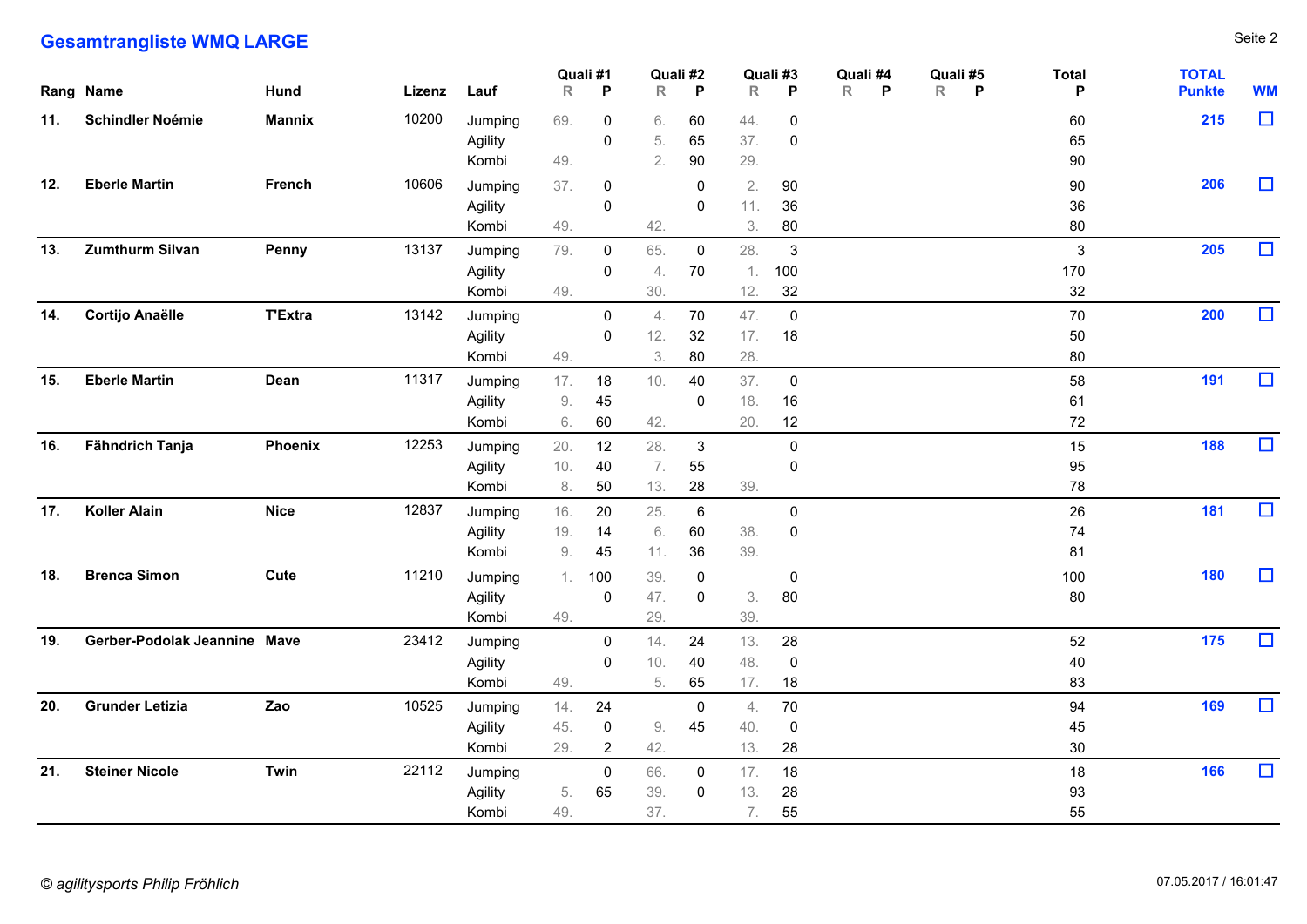# Gesamtrangliste WMQ LARGE

| Rang | Name | Hund | Lizenz | Lauf | Quali #1 R | Quali #1 P | Quali #2 R | Quali #2 P | Quali #3 R | Quali #3 P | Quali #4 R | Quali #4 P | Quali #5 R | Quali #5 P | Total P | TOTAL Punkte | WM |
|---|---|---|---|---|---|---|---|---|---|---|---|---|---|---|---|---|---|
| 11. | Schindler Noémie | Mannix | 10200 | Jumping | 69. | 0 | 6. | 60 | 44. | 0 | | | | | 60 | 215 | ☐ |
| | | | | Agility | | 0 | 5. | 65 | 37. | 0 | | | | | 65 | | |
| | | | | Kombi | 49. | | 2. | 90 | 29. | | | | | | 90 | | |
| 12. | Eberle Martin | French | 10606 | Jumping | 37. | 0 | | 0 | 2. | 90 | | | | | 90 | 206 | ☐ |
| | | | | Agility | | 0 | | 0 | 11. | 36 | | | | | 36 | | |
| | | | | Kombi | 49. | | 42. | | 3. | 80 | | | | | 80 | | |
| 13. | Zumthurm Silvan | Penny | 13137 | Jumping | 79. | 0 | 65. | 0 | 28. | 3 | | | | | 3 | 205 | ☐ |
| | | | | Agility | | 0 | 4. | 70 | 1. | 100 | | | | | 170 | | |
| | | | | Kombi | 49. | | 30. | | 12. | 32 | | | | | 32 | | |
| 14. | Cortijo Anaëlle | T'Extra | 13142 | Jumping | | 0 | 4. | 70 | 47. | 0 | | | | | 70 | 200 | ☐ |
| | | | | Agility | | 0 | 12. | 32 | 17. | 18 | | | | | 50 | | |
| | | | | Kombi | 49. | | 3. | 80 | 28. | | | | | | 80 | | |
| 15. | Eberle Martin | Dean | 11317 | Jumping | 17. | 18 | 10. | 40 | 37. | 0 | | | | | 58 | 191 | ☐ |
| | | | | Agility | 9. | 45 | | 0 | 18. | 16 | | | | | 61 | | |
| | | | | Kombi | 6. | 60 | 42. | | 20. | 12 | | | | | 72 | | |
| 16. | Fähndrich Tanja | Phoenix | 12253 | Jumping | 20. | 12 | 28. | 3 | | 0 | | | | | 15 | 188 | ☐ |
| | | | | Agility | 10. | 40 | 7. | 55 | | 0 | | | | | 95 | | |
| | | | | Kombi | 8. | 50 | 13. | 28 | 39. | | | | | | 78 | | |
| 17. | Koller Alain | Nice | 12837 | Jumping | 16. | 20 | 25. | 6 | | 0 | | | | | 26 | 181 | ☐ |
| | | | | Agility | 19. | 14 | 6. | 60 | 38. | 0 | | | | | 74 | | |
| | | | | Kombi | 9. | 45 | 11. | 36 | 39. | | | | | | 81 | | |
| 18. | Brenca Simon | Cute | 11210 | Jumping | 1. | 100 | 39. | 0 | | 0 | | | | | 100 | 180 | ☐ |
| | | | | Agility | | 0 | 47. | 0 | 3. | 80 | | | | | 80 | | |
| | | | | Kombi | 49. | | 29. | | 39. | | | | | | | | |
| 19. | Gerber-Podolak Jeannine | Mave | 23412 | Jumping | | 0 | 14. | 24 | 13. | 28 | | | | | 52 | 175 | ☐ |
| | | | | Agility | | 0 | 10. | 40 | 48. | 0 | | | | | 40 | | |
| | | | | Kombi | 49. | | 5. | 65 | 17. | 18 | | | | | 83 | | |
| 20. | Grunder Letizia | Zao | 10525 | Jumping | 14. | 24 | | 0 | 4. | 70 | | | | | 94 | 169 | ☐ |
| | | | | Agility | 45. | 0 | 9. | 45 | 40. | 0 | | | | | 45 | | |
| | | | | Kombi | 29. | 2 | 42. | | 13. | 28 | | | | | 30 | | |
| 21. | Steiner Nicole | Twin | 22112 | Jumping | | 0 | 66. | 0 | 17. | 18 | | | | | 18 | 166 | ☐ |
| | | | | Agility | 5. | 65 | 39. | 0 | 13. | 28 | | | | | 93 | | |
| | | | | Kombi | 49. | | 37. | | 7. | 55 | | | | | 55 | | |

*© agilitysports Philip Fröhlich*

07.05.2017 / 16:01:47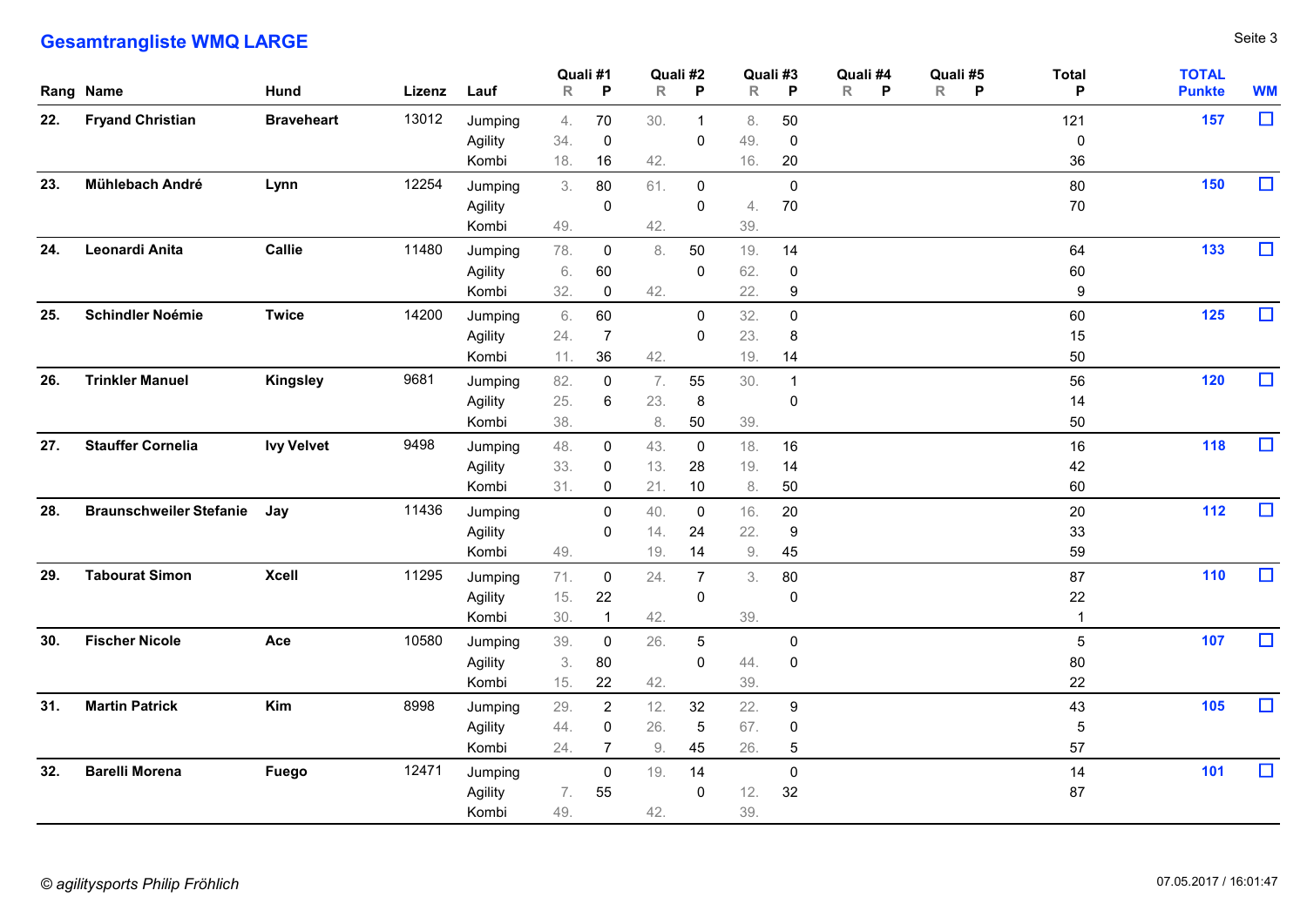## Gesamtrangliste WMQ LARGE

| Rang | Name | Hund | Lizenz | Lauf | Quali #1 R | Quali #1 P | Quali #2 R | Quali #2 P | Quali #3 R | Quali #3 P | Quali #4 R | Quali #4 P | Quali #5 R | Quali #5 P | Total P | TOTAL Punkte | WM |
|---|---|---|---|---|---|---|---|---|---|---|---|---|---|---|---|---|---|
| 22. | **Fryand Christian** | **Braveheart** | 13012 | Jumping | 4. | 70 | 30. | 1 | 8. | 50 | | | | | 121 | 157 | ☐ |
| | | | | Agility | 34. | 0 | | 0 | 49. | 0 | | | | | 0 | | |
| | | | | Kombi | 18. | 16 | 42. | | 16. | 20 | | | | | 36 | | |
| 23. | **Mühlebach André** | **Lynn** | 12254 | Jumping | 3. | 80 | 61. | 0 | | 0 | | | | | 80 | 150 | ☐ |
| | | | | Agility | | 0 | | 0 | 4. | 70 | | | | | 70 | | |
| | | | | Kombi | 49. | | 42. | | 39. | | | | | | | | |
| 24. | **Leonardi Anita** | **Callie** | 11480 | Jumping | 78. | 0 | 8. | 50 | 19. | 14 | | | | | 64 | 133 | ☐ |
| | | | | Agility | 6. | 60 | | 0 | 62. | 0 | | | | | 60 | | |
| | | | | Kombi | 32. | 0 | 42. | | 22. | 9 | | | | | 9 | | |
| 25. | **Schindler Noémie** | **Twice** | 14200 | Jumping | 6. | 60 | | 0 | 32. | 0 | | | | | 60 | 125 | ☐ |
| | | | | Agility | 24. | 7 | | 0 | 23. | 8 | | | | | 15 | | |
| | | | | Kombi | 11. | 36 | 42. | | 19. | 14 | | | | | 50 | | |
| 26. | **Trinkler Manuel** | **Kingsley** | 9681 | Jumping | 82. | 0 | 7. | 55 | 30. | 1 | | | | | 56 | 120 | ☐ |
| | | | | Agility | 25. | 6 | 23. | 8 | | 0 | | | | | 14 | | |
| | | | | Kombi | 38. | | 8. | 50 | 39. | | | | | | 50 | | |
| 27. | **Stauffer Cornelia** | **Ivy Velvet** | 9498 | Jumping | 48. | 0 | 43. | 0 | 18. | 16 | | | | | 16 | 118 | ☐ |
| | | | | Agility | 33. | 0 | 13. | 28 | 19. | 14 | | | | | 42 | | |
| | | | | Kombi | 31. | 0 | 21. | 10 | 8. | 50 | | | | | 60 | | |
| 28. | **Braunschweiler Stefanie** | **Jay** | 11436 | Jumping | | 0 | 40. | 0 | 16. | 20 | | | | | 20 | 112 | ☐ |
| | | | | Agility | | 0 | 14. | 24 | 22. | 9 | | | | | 33 | | |
| | | | | Kombi | 49. | | 19. | 14 | 9. | 45 | | | | | 59 | | |
| 29. | **Tabourat Simon** | **Xcell** | 11295 | Jumping | 71. | 0 | 24. | 7 | 3. | 80 | | | | | 87 | 110 | ☐ |
| | | | | Agility | 15. | 22 | | 0 | | 0 | | | | | 22 | | |
| | | | | Kombi | 30. | 1 | 42. | | 39. | | | | | | 1 | | |
| 30. | **Fischer Nicole** | **Ace** | 10580 | Jumping | 39. | 0 | 26. | 5 | | 0 | | | | | 5 | 107 | ☐ |
| | | | | Agility | 3. | 80 | | 0 | 44. | 0 | | | | | 80 | | |
| | | | | Kombi | 15. | 22 | 42. | | 39. | | | | | | 22 | | |
| 31. | **Martin Patrick** | **Kim** | 8998 | Jumping | 29. | 2 | 12. | 32 | 22. | 9 | | | | | 43 | 105 | ☐ |
| | | | | Agility | 44. | 0 | 26. | 5 | 67. | 0 | | | | | 5 | | |
| | | | | Kombi | 24. | 7 | 9. | 45 | 26. | 5 | | | | | 57 | | |
| 32. | **Barelli Morena** | **Fuego** | 12471 | Jumping | | 0 | 19. | 14 | | 0 | | | | | 14 | 101 | ☐ |
| | | | | Agility | 7. | 55 | | 0 | 12. | 32 | | | | | 87 | | |
| | | | | Kombi | 49. | | 42. | | 39. | | | | | | | | |

*© agilitysports Philip Fröhlich*

07.05.2017 / 16:01:47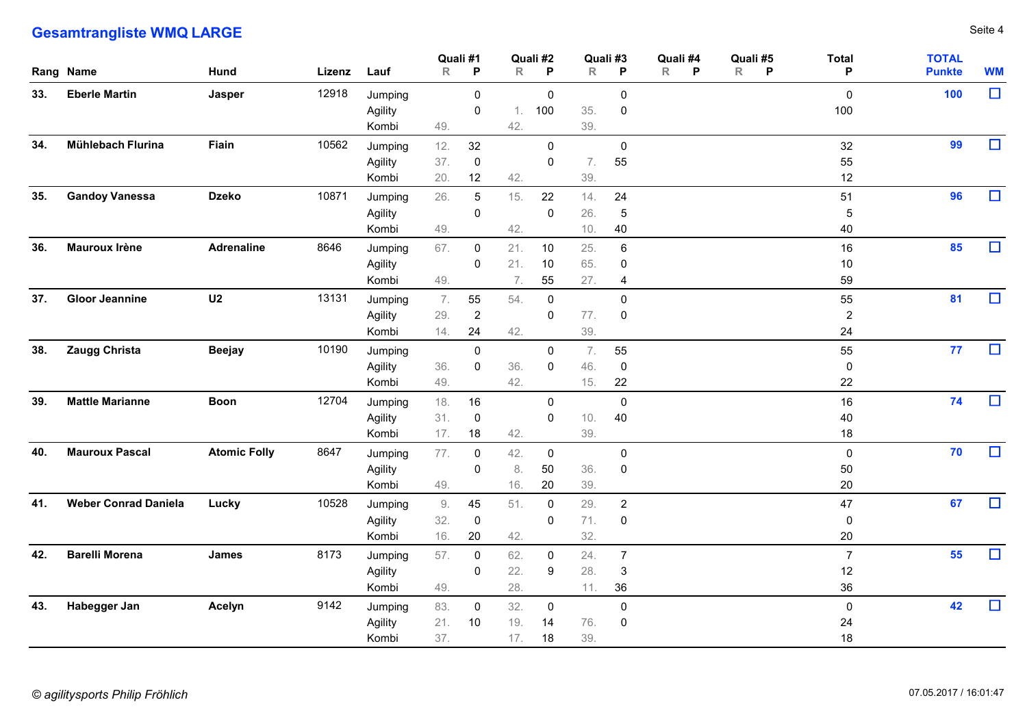## Gesamtrangliste WMQ LARGE

| Rang | Name | Hund | Lizenz | Lauf | Quali #1 R | Quali #1 P | Quali #2 R | Quali #2 P | Quali #3 R | Quali #3 P | Quali #4 R | Quali #4 P | Quali #5 R | Quali #5 P | Total P | TOTAL Punkte | WM |
|---|---|---|---|---|---|---|---|---|---|---|---|---|---|---|---|---|---|
| **33.** | **Eberle Martin** | **Jasper** | 12918 | Jumping | | 0 | | 0 | | 0 | | | | | 0 | **100** | ☐ |
| | | | | Agility | | 0 | 1. | 100 | 35. | 0 | | | | | 100 | | |
| | | | | Kombi | 49. | | 42. | | 39. | | | | | | | | |
| **34.** | **Mühlebach Flurina** | **Fiain** | 10562 | Jumping | 12. | 32 | | 0 | | 0 | | | | | 32 | **99** | ☐ |
| | | | | Agility | 37. | 0 | | 0 | 7. | 55 | | | | | 55 | | |
| | | | | Kombi | 20. | 12 | 42. | | 39. | | | | | | 12 | | |
| **35.** | **Gandoy Vanessa** | **Dzeko** | 10871 | Jumping | 26. | 5 | 15. | 22 | 14. | 24 | | | | | 51 | **96** | ☐ |
| | | | | Agility | | 0 | | 0 | 26. | 5 | | | | | 5 | | |
| | | | | Kombi | 49. | | 42. | | 10. | 40 | | | | | 40 | | |
| **36.** | **Mauroux Irène** | **Adrenaline** | 8646 | Jumping | 67. | 0 | 21. | 10 | 25. | 6 | | | | | 16 | **85** | ☐ |
| | | | | Agility | | 0 | 21. | 10 | 65. | 0 | | | | | 10 | | |
| | | | | Kombi | 49. | | 7. | 55 | 27. | 4 | | | | | 59 | | |
| **37.** | **Gloor Jeannine** | **U2** | 13131 | Jumping | 7. | 55 | 54. | 0 | | 0 | | | | | 55 | **81** | ☐ |
| | | | | Agility | 29. | 2 | | 0 | 77. | 0 | | | | | 2 | | |
| | | | | Kombi | 14. | 24 | 42. | | 39. | | | | | | 24 | | |
| **38.** | **Zaugg Christa** | **Beejay** | 10190 | Jumping | | 0 | | 0 | 7. | 55 | | | | | 55 | **77** | ☐ |
| | | | | Agility | 36. | 0 | 36. | 0 | 46. | 0 | | | | | 0 | | |
| | | | | Kombi | 49. | | 42. | | 15. | 22 | | | | | 22 | | |
| **39.** | **Mattle Marianne** | **Boon** | 12704 | Jumping | 18. | 16 | | 0 | | 0 | | | | | 16 | **74** | ☐ |
| | | | | Agility | 31. | 0 | | 0 | 10. | 40 | | | | | 40 | | |
| | | | | Kombi | 17. | 18 | 42. | | 39. | | | | | | 18 | | |
| **40.** | **Mauroux Pascal** | **Atomic Folly** | 8647 | Jumping | 77. | 0 | 42. | 0 | | 0 | | | | | 0 | **70** | ☐ |
| | | | | Agility | | 0 | 8. | 50 | 36. | 0 | | | | | 50 | | |
| | | | | Kombi | 49. | | 16. | 20 | 39. | | | | | | 20 | | |
| **41.** | **Weber Conrad Daniela** | **Lucky** | 10528 | Jumping | 9. | 45 | 51. | 0 | 29. | 2 | | | | | 47 | **67** | ☐ |
| | | | | Agility | 32. | 0 | | 0 | 71. | 0 | | | | | 0 | | |
| | | | | Kombi | 16. | 20 | 42. | | 32. | | | | | | 20 | | |
| **42.** | **Barelli Morena** | **James** | 8173 | Jumping | 57. | 0 | 62. | 0 | 24. | 7 | | | | | 7 | **55** | ☐ |
| | | | | Agility | | 0 | 22. | 9 | 28. | 3 | | | | | 12 | | |
| | | | | Kombi | 49. | | 28. | | 11. | 36 | | | | | 36 | | |
| **43.** | **Habegger Jan** | **Acelyn** | 9142 | Jumping | 83. | 0 | 32. | 0 | | 0 | | | | | 0 | **42** | ☐ |
| | | | | Agility | 21. | 10 | 19. | 14 | 76. | 0 | | | | | 24 | | |
| | | | | Kombi | 37. | | 17. | 18 | 39. | | | | | | 18 | | |

*© agilitysports Philip Fröhlich*

07.05.2017 / 16:01:47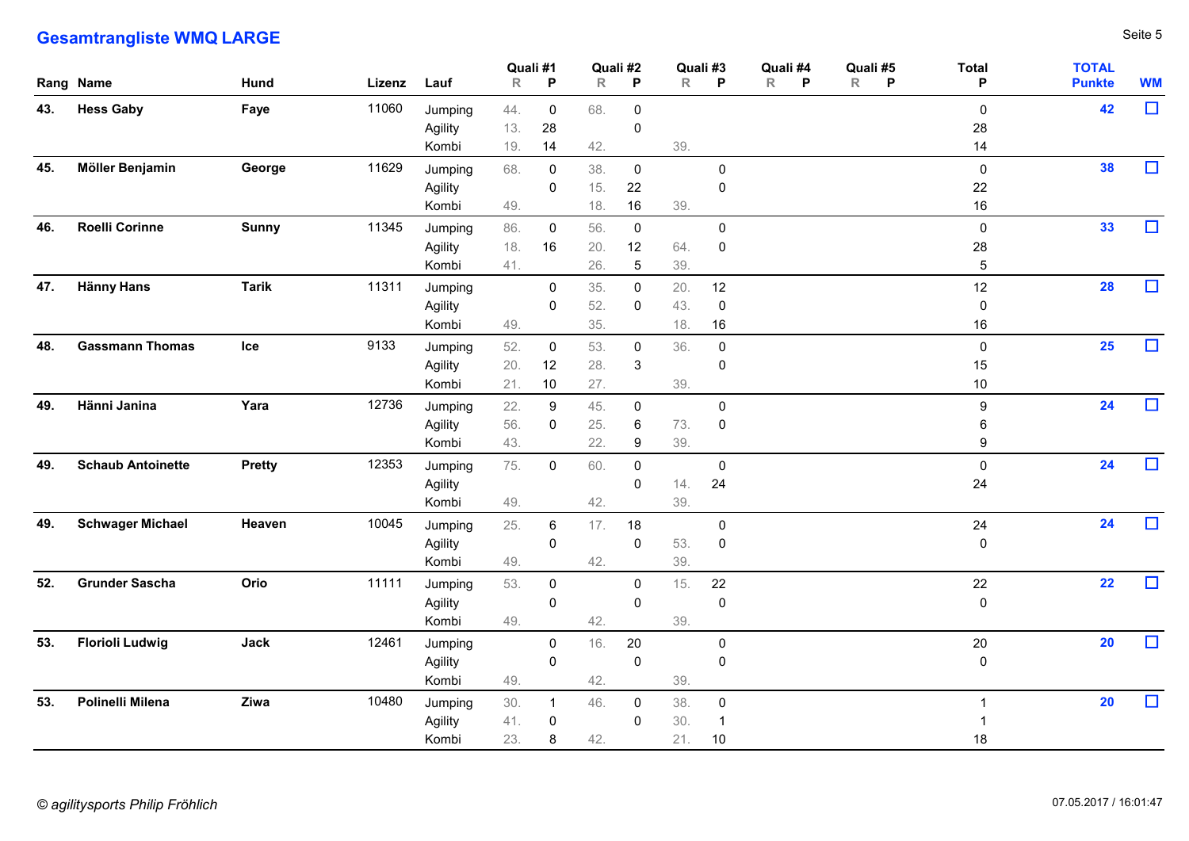# Gesamtrangliste WMQ LARGE

| Rang | Name | Hund | Lizenz | Lauf | Quali #1 R | Quali #1 P | Quali #2 R | Quali #2 P | Quali #3 R | Quali #3 P | Quali #4 R | Quali #4 P | Quali #5 R | Quali #5 P | Total P | TOTAL Punkte | WM |
|---|---|---|---|---|---|---|---|---|---|---|---|---|---|---|---|---|---|
| 43. | **Hess Gaby** | **Faye** | 11060 | Jumping | 44. | 0 | 68. | 0 | | | | | | | 0 | **42** | ☐ |
| | | | | Agility | 13. | 28 | | 0 | | | | | | | 28 | | |
| | | | | Kombi | 19. | 14 | 42. | | 39. | | | | | | 14 | | |
| 45. | **Möller Benjamin** | **George** | 11629 | Jumping | 68. | 0 | 38. | 0 | | 0 | | | | | 0 | **38** | ☐ |
| | | | | Agility | | 0 | 15. | 22 | | 0 | | | | | 22 | | |
| | | | | Kombi | 49. | | 18. | 16 | 39. | | | | | | 16 | | |
| 46. | **Roelli Corinne** | **Sunny** | 11345 | Jumping | 86. | 0 | 56. | 0 | | 0 | | | | | 0 | **33** | ☐ |
| | | | | Agility | 18. | 16 | 20. | 12 | 64. | 0 | | | | | 28 | | |
| | | | | Kombi | 41. | | 26. | 5 | 39. | | | | | | 5 | | |
| 47. | **Hänny Hans** | **Tarik** | 11311 | Jumping | | 0 | 35. | 0 | 20. | 12 | | | | | 12 | **28** | ☐ |
| | | | | Agility | | 0 | 52. | 0 | 43. | 0 | | | | | 0 | | |
| | | | | Kombi | 49. | | 35. | | 18. | 16 | | | | | 16 | | |
| 48. | **Gassmann Thomas** | **Ice** | 9133 | Jumping | 52. | 0 | 53. | 0 | 36. | 0 | | | | | 0 | **25** | ☐ |
| | | | | Agility | 20. | 12 | 28. | 3 | | 0 | | | | | 15 | | |
| | | | | Kombi | 21. | 10 | 27. | | 39. | | | | | | 10 | | |
| 49. | **Hänni Janina** | **Yara** | 12736 | Jumping | 22. | 9 | 45. | 0 | | 0 | | | | | 9 | **24** | ☐ |
| | | | | Agility | 56. | 0 | 25. | 6 | 73. | 0 | | | | | 6 | | |
| | | | | Kombi | 43. | | 22. | 9 | 39. | | | | | | 9 | | |
| 49. | **Schaub Antoinette** | **Pretty** | 12353 | Jumping | 75. | 0 | 60. | 0 | | 0 | | | | | 0 | **24** | ☐ |
| | | | | Agility | | | | 0 | 14. | 24 | | | | | 24 | | |
| | | | | Kombi | 49. | | 42. | | 39. | | | | | | | | |
| 49. | **Schwager Michael** | **Heaven** | 10045 | Jumping | 25. | 6 | 17. | 18 | | 0 | | | | | 24 | **24** | ☐ |
| | | | | Agility | | 0 | | 0 | 53. | 0 | | | | | 0 | | |
| | | | | Kombi | 49. | | 42. | | 39. | | | | | | | | |
| 52. | **Grunder Sascha** | **Orio** | 11111 | Jumping | 53. | 0 | | 0 | 15. | 22 | | | | | 22 | **22** | ☐ |
| | | | | Agility | | 0 | | 0 | | 0 | | | | | 0 | | |
| | | | | Kombi | 49. | | 42. | | 39. | | | | | | | | |
| 53. | **Florioli Ludwig** | **Jack** | 12461 | Jumping | | 0 | 16. | 20 | | 0 | | | | | 20 | **20** | ☐ |
| | | | | Agility | | 0 | | 0 | | 0 | | | | | 0 | | |
| | | | | Kombi | 49. | | 42. | | 39. | | | | | | | | |
| 53. | **Polinelli Milena** | **Ziwa** | 10480 | Jumping | 30. | 1 | 46. | 0 | 38. | 0 | | | | | 1 | **20** | ☐ |
| | | | | Agility | 41. | 0 | | 0 | 30. | 1 | | | | | 1 | | |
| | | | | Kombi | 23. | 8 | 42. | | 21. | 10 | | | | | 18 | | |

*© agilitysports Philip Fröhlich*

07.05.2017 / 16:01:47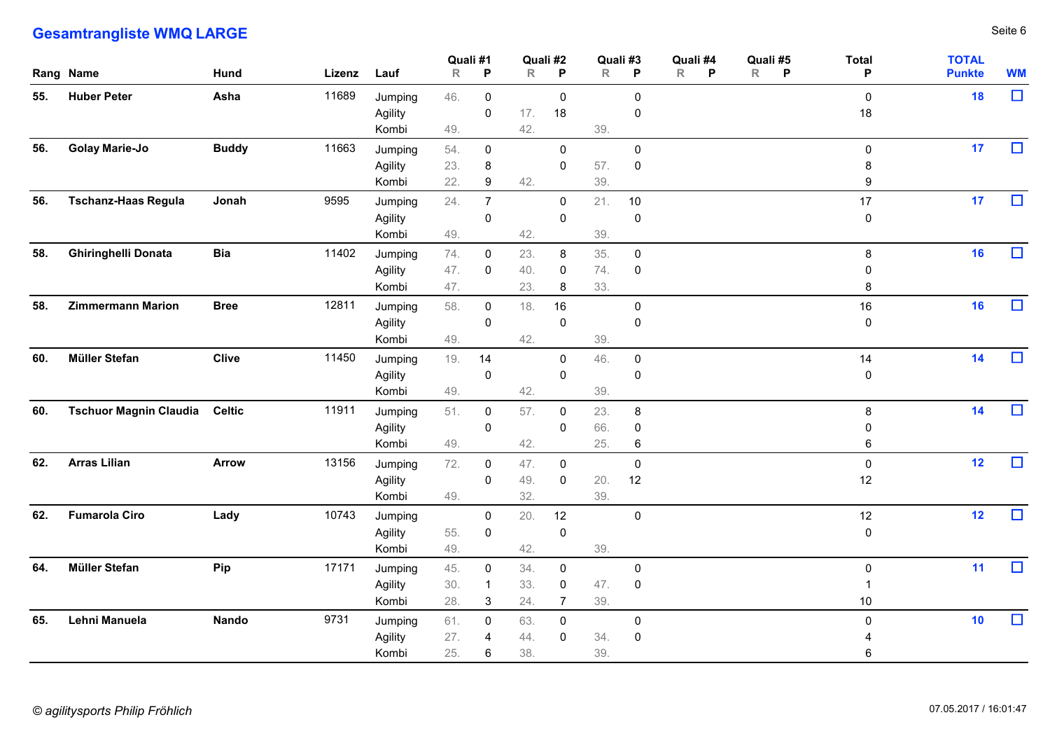# Gesamtrangliste WMQ LARGE

| Rang | Name | Hund | Lizenz | Lauf | Quali #1 R | Quali #1 P | Quali #2 R | Quali #2 P | Quali #3 R | Quali #3 P | Quali #4 R | Quali #4 P | Quali #5 R | Quali #5 P | Total P | TOTAL Punkte | WM |
|---|---|---|---|---|---|---|---|---|---|---|---|---|---|---|---|---|---|
| 55. | Huber Peter | Asha | 11689 | Jumping | 46. | 0 | | 0 | | 0 | | | | | 0 | 18 | ☐ |
| | | | | Agility | | 0 | 17. | 18 | | 0 | | | | | 18 | | |
| | | | | Kombi | 49. | | 42. | | 39. | | | | | | | | |
| 56. | Golay Marie-Jo | Buddy | 11663 | Jumping | 54. | 0 | | 0 | | 0 | | | | | 0 | 17 | ☐ |
| | | | | Agility | 23. | 8 | | 0 | 57. | 0 | | | | | 8 | | |
| | | | | Kombi | 22. | 9 | 42. | | 39. | | | | | | 9 | | |
| 56. | Tschanz-Haas Regula | Jonah | 9595 | Jumping | 24. | 7 | | 0 | 21. | 10 | | | | | 17 | 17 | ☐ |
| | | | | Agility | | 0 | | 0 | | 0 | | | | | 0 | | |
| | | | | Kombi | 49. | | 42. | | 39. | | | | | | | | |
| 58. | Ghiringhelli Donata | Bia | 11402 | Jumping | 74. | 0 | 23. | 8 | 35. | 0 | | | | | 8 | 16 | ☐ |
| | | | | Agility | 47. | 0 | 40. | 0 | 74. | 0 | | | | | 0 | | |
| | | | | Kombi | 47. | | 23. | 8 | 33. | | | | | | 8 | | |
| 58. | Zimmermann Marion | Bree | 12811 | Jumping | 58. | 0 | 18. | 16 | | 0 | | | | | 16 | 16 | ☐ |
| | | | | Agility | | 0 | | 0 | | 0 | | | | | 0 | | |
| | | | | Kombi | 49. | | 42. | | 39. | | | | | | | | |
| 60. | Müller Stefan | Clive | 11450 | Jumping | 19. | 14 | | 0 | 46. | 0 | | | | | 14 | 14 | ☐ |
| | | | | Agility | | 0 | | 0 | | 0 | | | | | 0 | | |
| | | | | Kombi | 49. | | 42. | | 39. | | | | | | | | |
| 60. | Tschuor Magnin Claudia | Celtic | 11911 | Jumping | 51. | 0 | 57. | 0 | 23. | 8 | | | | | 8 | 14 | ☐ |
| | | | | Agility | | 0 | | 0 | 66. | 0 | | | | | 0 | | |
| | | | | Kombi | 49. | | 42. | | 25. | 6 | | | | | 6 | | |
| 62. | Arras Lilian | Arrow | 13156 | Jumping | 72. | 0 | 47. | 0 | | 0 | | | | | 0 | 12 | ☐ |
| | | | | Agility | | 0 | 49. | 0 | 20. | 12 | | | | | 12 | | |
| | | | | Kombi | 49. | | 32. | | 39. | | | | | | | | |
| 62. | Fumarola Ciro | Lady | 10743 | Jumping | | 0 | 20. | 12 | | 0 | | | | | 12 | 12 | ☐ |
| | | | | Agility | 55. | 0 | | 0 | | | | | | | 0 | | |
| | | | | Kombi | 49. | | 42. | | 39. | | | | | | | | |
| 64. | Müller Stefan | Pip | 17171 | Jumping | 45. | 0 | 34. | 0 | | 0 | | | | | 0 | 11 | ☐ |
| | | | | Agility | 30. | 1 | 33. | 0 | 47. | 0 | | | | | 1 | | |
| | | | | Kombi | 28. | 3 | 24. | 7 | 39. | | | | | | 10 | | |
| 65. | Lehni Manuela | Nando | 9731 | Jumping | 61. | 0 | 63. | 0 | | 0 | | | | | 0 | 10 | ☐ |
| | | | | Agility | 27. | 4 | 44. | 0 | 34. | 0 | | | | | 4 | | |
| | | | | Kombi | 25. | 6 | 38. | | 39. | | | | | | 6 | | |

*© agilitysports Philip Fröhlich*

07.05.2017 / 16:01:47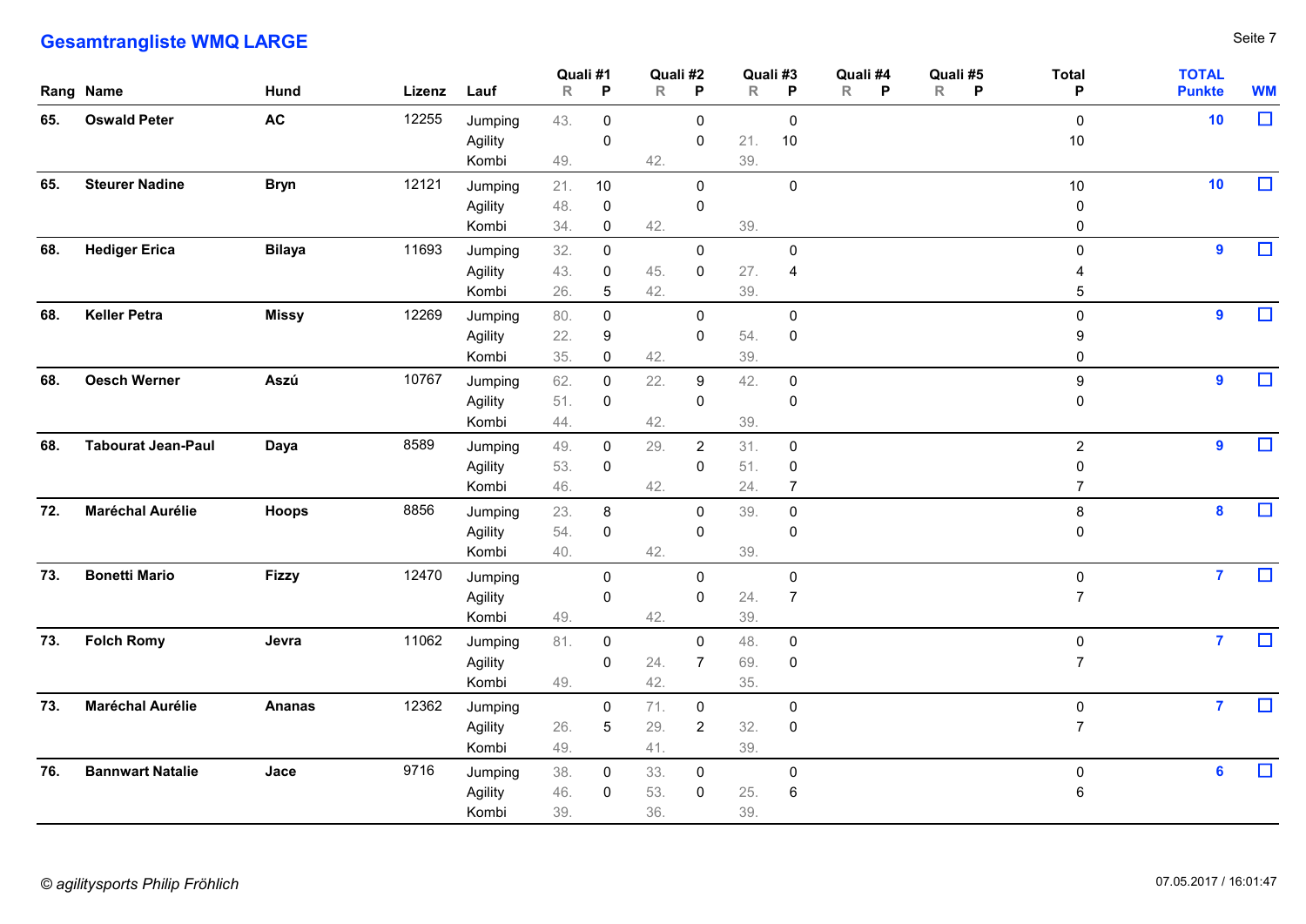## Gesamtrangliste WMQ LARGE

| Rang | Name | Hund | Lizenz | Lauf | Quali #1 | | Quali #2 | | Quali #3 | | Quali #4 | | Quali #5 | | Total | TOTAL | WM |
|---|---|---|---|---|---|---|---|---|---|---|---|---|---|---|---|---|---|
| | | | | | R | P | R | P | R | P | R | P | R | P | P | Punkte | |
| 65. | **Oswald Peter** | **AC** | 12255 | Jumping | 43. | 0 | | 0 | | 0 | | | | | 0 | **10** | ☐ |
| | | | | Agility | | 0 | | 0 | 21. | 10 | | | | | 10 | | |
| | | | | Kombi | 49. | | 42. | | 39. | | | | | | | | |
| 65. | **Steurer Nadine** | **Bryn** | 12121 | Jumping | 21. | 10 | | 0 | | 0 | | | | | 10 | **10** | ☐ |
| | | | | Agility | 48. | 0 | | 0 | | | | | | | 0 | | |
| | | | | Kombi | 34. | 0 | 42. | | 39. | | | | | | 0 | | |
| 68. | **Hediger Erica** | **Bilaya** | 11693 | Jumping | 32. | 0 | | 0 | | 0 | | | | | 0 | **9** | ☐ |
| | | | | Agility | 43. | 0 | 45. | 0 | 27. | 4 | | | | | 4 | | |
| | | | | Kombi | 26. | 5 | 42. | | 39. | | | | | | 5 | | |
| 68. | **Keller Petra** | **Missy** | 12269 | Jumping | 80. | 0 | | 0 | | 0 | | | | | 0 | **9** | ☐ |
| | | | | Agility | 22. | 9 | | 0 | 54. | 0 | | | | | 9 | | |
| | | | | Kombi | 35. | 0 | 42. | | 39. | | | | | | 0 | | |
| 68. | **Oesch Werner** | **Aszú** | 10767 | Jumping | 62. | 0 | 22. | 9 | 42. | 0 | | | | | 9 | **9** | ☐ |
| | | | | Agility | 51. | 0 | | 0 | | 0 | | | | | 0 | | |
| | | | | Kombi | 44. | | 42. | | 39. | | | | | | | | |
| 68. | **Tabourat Jean-Paul** | **Daya** | 8589 | Jumping | 49. | 0 | 29. | 2 | 31. | 0 | | | | | 2 | **9** | ☐ |
| | | | | Agility | 53. | 0 | | 0 | 51. | 0 | | | | | 0 | | |
| | | | | Kombi | 46. | | 42. | | 24. | 7 | | | | | 7 | | |
| 72. | **Maréchal Aurélie** | **Hoops** | 8856 | Jumping | 23. | 8 | | 0 | 39. | 0 | | | | | 8 | **8** | ☐ |
| | | | | Agility | 54. | 0 | | 0 | | 0 | | | | | 0 | | |
| | | | | Kombi | 40. | | 42. | | 39. | | | | | | | | |
| 73. | **Bonetti Mario** | **Fizzy** | 12470 | Jumping | | 0 | | 0 | | 0 | | | | | 0 | **7** | ☐ |
| | | | | Agility | | 0 | | 0 | 24. | 7 | | | | | 7 | | |
| | | | | Kombi | 49. | | 42. | | 39. | | | | | | | | |
| 73. | **Folch Romy** | **Jevra** | 11062 | Jumping | 81. | 0 | | 0 | 48. | 0 | | | | | 0 | **7** | ☐ |
| | | | | Agility | | 0 | 24. | 7 | 69. | 0 | | | | | 7 | | |
| | | | | Kombi | 49. | | 42. | | 35. | | | | | | | | |
| 73. | **Maréchal Aurélie** | **Ananas** | 12362 | Jumping | | 0 | 71. | 0 | | 0 | | | | | 0 | **7** | ☐ |
| | | | | Agility | 26. | 5 | 29. | 2 | 32. | 0 | | | | | 7 | | |
| | | | | Kombi | 49. | | 41. | | 39. | | | | | | | | |
| 76. | **Bannwart Natalie** | **Jace** | 9716 | Jumping | 38. | 0 | 33. | 0 | | 0 | | | | | 0 | **6** | ☐ |
| | | | | Agility | 46. | 0 | 53. | 0 | 25. | 6 | | | | | 6 | | |
| | | | | Kombi | 39. | | 36. | | 39. | | | | | | | | |

*© agilitysports Philip Fröhlich*

07.05.2017 / 16:01:47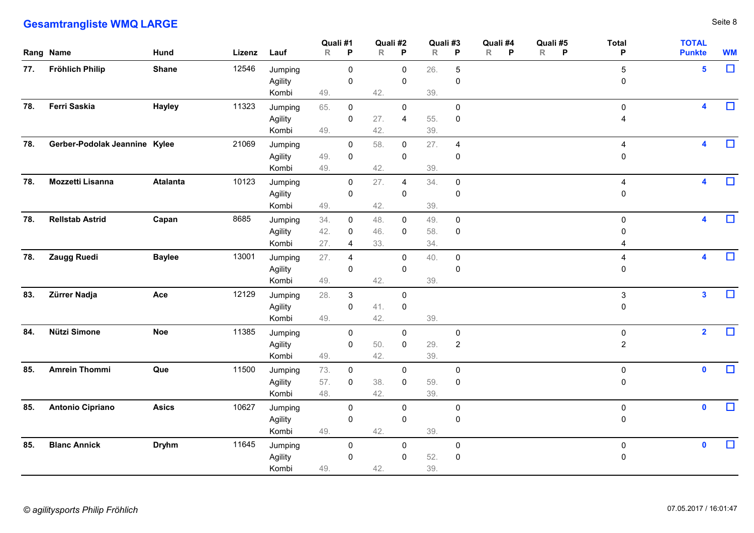## Gesamtrangliste WMQ LARGE

| Rang | Name | Hund | Lizenz | Lauf | Quali #1 R | Quali #1 P | Quali #2 R | Quali #2 P | Quali #3 R | Quali #3 P | Quali #4 R | Quali #4 P | Quali #5 R | Quali #5 P | Total P | TOTAL Punkte | WM |
|---|---|---|---|---|---|---|---|---|---|---|---|---|---|---|---|---|---|
| 77. | **Fröhlich Philip** | **Shane** | 12546 | Jumping | | 0 | | 0 | 26. | 5 | | | | | 5 | **5** | ☐ |
| | | | | Agility | | 0 | | 0 | | 0 | | | | | 0 | | |
| | | | | Kombi | 49. | | 42. | | 39. | | | | | | | | |
| 78. | **Ferri Saskia** | **Hayley** | 11323 | Jumping | 65. | 0 | | 0 | | 0 | | | | | 0 | **4** | ☐ |
| | | | | Agility | | 0 | 27. | 4 | 55. | 0 | | | | | 4 | | |
| | | | | Kombi | 49. | | 42. | | 39. | | | | | | | | |
| 78. | **Gerber-Podolak Jeannine** | **Kylee** | 21069 | Jumping | | 0 | 58. | 0 | 27. | 4 | | | | | 4 | **4** | ☐ |
| | | | | Agility | 49. | 0 | | 0 | | 0 | | | | | 0 | | |
| | | | | Kombi | 49. | | 42. | | 39. | | | | | | | | |
| 78. | **Mozzetti Lisanna** | **Atalanta** | 10123 | Jumping | | 0 | 27. | 4 | 34. | 0 | | | | | 4 | **4** | ☐ |
| | | | | Agility | | 0 | | 0 | | 0 | | | | | 0 | | |
| | | | | Kombi | 49. | | 42. | | 39. | | | | | | | | |
| 78. | **Rellstab Astrid** | **Capan** | 8685 | Jumping | 34. | 0 | 48. | 0 | 49. | 0 | | | | | 0 | **4** | ☐ |
| | | | | Agility | 42. | 0 | 46. | 0 | 58. | 0 | | | | | 0 | | |
| | | | | Kombi | 27. | 4 | 33. | | 34. | | | | | | 4 | | |
| 78. | **Zaugg Ruedi** | **Baylee** | 13001 | Jumping | 27. | 4 | | 0 | 40. | 0 | | | | | 4 | **4** | ☐ |
| | | | | Agility | | 0 | | 0 | | 0 | | | | | 0 | | |
| | | | | Kombi | 49. | | 42. | | 39. | | | | | | | | |
| 83. | **Zürrer Nadja** | **Ace** | 12129 | Jumping | 28. | 3 | | 0 | | | | | | | 3 | **3** | ☐ |
| | | | | Agility | | 0 | 41. | 0 | | | | | | | 0 | | |
| | | | | Kombi | 49. | | 42. | | 39. | | | | | | | | |
| 84. | **Nützi Simone** | **Noe** | 11385 | Jumping | | 0 | | 0 | | 0 | | | | | 0 | **2** | ☐ |
| | | | | Agility | | 0 | 50. | 0 | 29. | 2 | | | | | 2 | | |
| | | | | Kombi | 49. | | 42. | | 39. | | | | | | | | |
| 85. | **Amrein Thommi** | **Que** | 11500 | Jumping | 73. | 0 | | 0 | | 0 | | | | | 0 | **0** | ☐ |
| | | | | Agility | 57. | 0 | 38. | 0 | 59. | 0 | | | | | 0 | | |
| | | | | Kombi | 48. | | 42. | | 39. | | | | | | | | |
| 85. | **Antonio Cipriano** | **Asics** | 10627 | Jumping | | 0 | | 0 | | 0 | | | | | 0 | **0** | ☐ |
| | | | | Agility | | 0 | | 0 | | 0 | | | | | 0 | | |
| | | | | Kombi | 49. | | 42. | | 39. | | | | | | | | |
| 85. | **Blanc Annick** | **Dryhm** | 11645 | Jumping | | 0 | | 0 | | 0 | | | | | 0 | **0** | ☐ |
| | | | | Agility | | 0 | | 0 | 52. | 0 | | | | | 0 | | |
| | | | | Kombi | 49. | | 42. | | 39. | | | | | | | | |

*© agilitysports Philip Fröhlich*

07.05.2017 / 16:01:47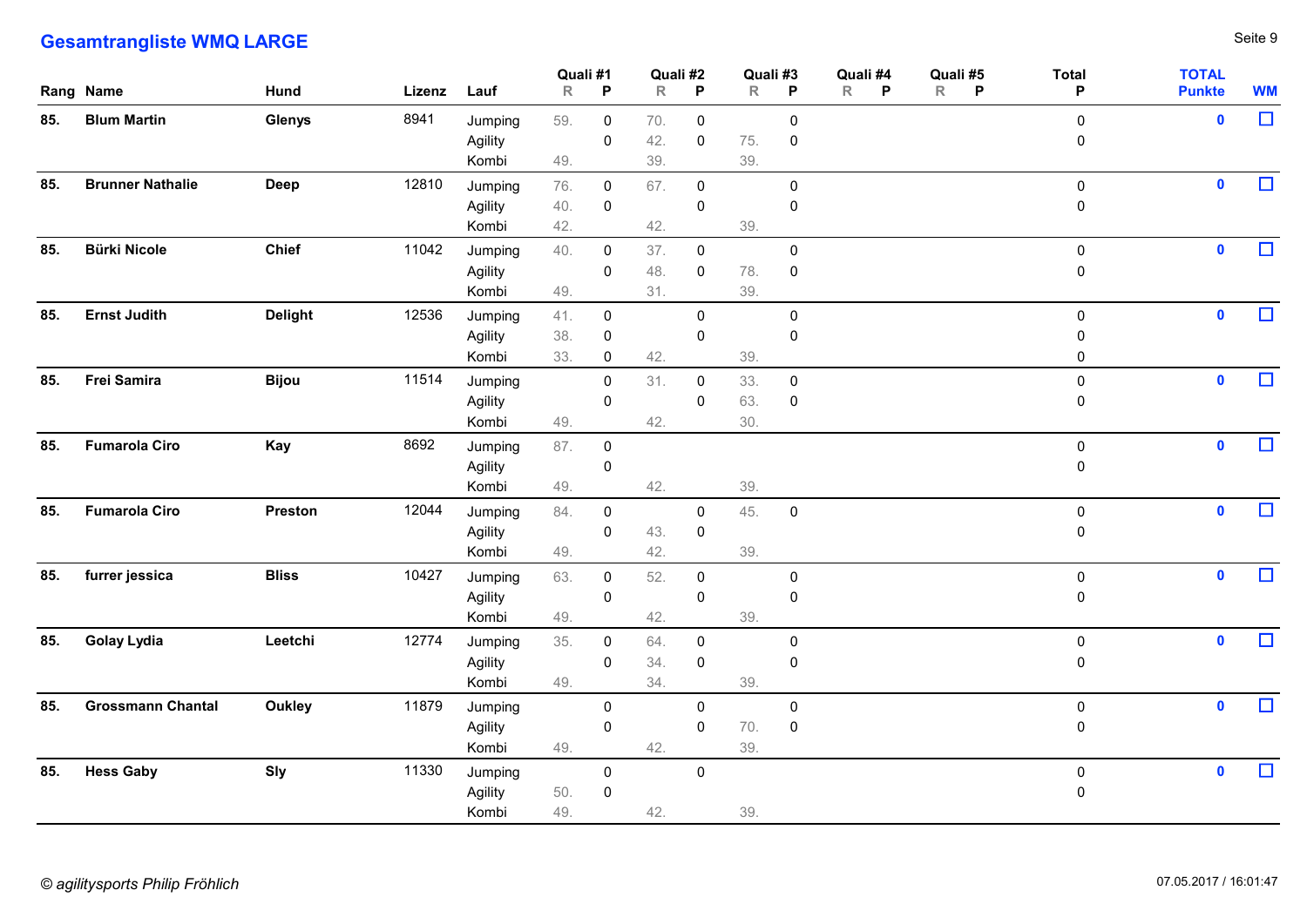## Gesamtrangliste WMQ LARGE

| Rang | Name | Hund | Lizenz | Lauf | Quali #1 R | Quali #1 P | Quali #2 R | Quali #2 P | Quali #3 R | Quali #3 P | Quali #4 R | Quali #4 P | Quali #5 R | Quali #5 P | Total P | TOTAL Punkte | WM |
|---|---|---|---|---|---|---|---|---|---|---|---|---|---|---|---|---|---|
| **85.** | **Blum Martin** | **Glenys** | 8941 | Jumping | 59. | 0 | 70. | 0 | | 0 | | | | | 0 | **0** | ☐ |
| | | | | Agility | | 0 | 42. | 0 | 75. | 0 | | | | | 0 | | |
| | | | | Kombi | 49. | | 39. | | 39. | | | | | | | | |
| **85.** | **Brunner Nathalie** | **Deep** | 12810 | Jumping | 76. | 0 | 67. | 0 | | 0 | | | | | 0 | **0** | ☐ |
| | | | | Agility | 40. | 0 | | 0 | | 0 | | | | | 0 | | |
| | | | | Kombi | 42. | | 42. | | 39. | | | | | | | | |
| **85.** | **Bürki Nicole** | **Chief** | 11042 | Jumping | 40. | 0 | 37. | 0 | | 0 | | | | | 0 | **0** | ☐ |
| | | | | Agility | | 0 | 48. | 0 | 78. | 0 | | | | | 0 | | |
| | | | | Kombi | 49. | | 31. | | 39. | | | | | | | | |
| **85.** | **Ernst Judith** | **Delight** | 12536 | Jumping | 41. | 0 | | 0 | | 0 | | | | | 0 | **0** | ☐ |
| | | | | Agility | 38. | 0 | | 0 | | 0 | | | | | 0 | | |
| | | | | Kombi | 33. | 0 | 42. | | 39. | | | | | | 0 | | |
| **85.** | **Frei Samira** | **Bijou** | 11514 | Jumping | | 0 | 31. | 0 | 33. | 0 | | | | | 0 | **0** | ☐ |
| | | | | Agility | | 0 | | 0 | 63. | 0 | | | | | 0 | | |
| | | | | Kombi | 49. | | 42. | | 30. | | | | | | | | |
| **85.** | **Fumarola Ciro** | **Kay** | 8692 | Jumping | 87. | 0 | | | | | | | | | 0 | **0** | ☐ |
| | | | | Agility | | 0 | | | | | | | | | 0 | | |
| | | | | Kombi | 49. | | 42. | | 39. | | | | | | | | |
| **85.** | **Fumarola Ciro** | **Preston** | 12044 | Jumping | 84. | 0 | | 0 | 45. | 0 | | | | | 0 | **0** | ☐ |
| | | | | Agility | | 0 | 43. | 0 | | | | | | | 0 | | |
| | | | | Kombi | 49. | | 42. | | 39. | | | | | | | | |
| **85.** | **furrer jessica** | **Bliss** | 10427 | Jumping | 63. | 0 | 52. | 0 | | 0 | | | | | 0 | **0** | ☐ |
| | | | | Agility | | 0 | | 0 | | 0 | | | | | 0 | | |
| | | | | Kombi | 49. | | 42. | | 39. | | | | | | | | |
| **85.** | **Golay Lydia** | **Leetchi** | 12774 | Jumping | 35. | 0 | 64. | 0 | | 0 | | | | | 0 | **0** | ☐ |
| | | | | Agility | | 0 | 34. | 0 | | 0 | | | | | 0 | | |
| | | | | Kombi | 49. | | 34. | | 39. | | | | | | | | |
| **85.** | **Grossmann Chantal** | **Oukley** | 11879 | Jumping | | 0 | | 0 | | 0 | | | | | 0 | **0** | ☐ |
| | | | | Agility | | 0 | | 0 | 70. | 0 | | | | | 0 | | |
| | | | | Kombi | 49. | | 42. | | 39. | | | | | | | | |
| **85.** | **Hess Gaby** | **Sly** | 11330 | Jumping | | 0 | | 0 | | | | | | | 0 | **0** | ☐ |
| | | | | Agility | 50. | 0 | | | | | | | | | 0 | | |
| | | | | Kombi | 49. | | 42. | | 39. | | | | | | | | |

*© agilitysports Philip Fröhlich*

07.05.2017 / 16:01:47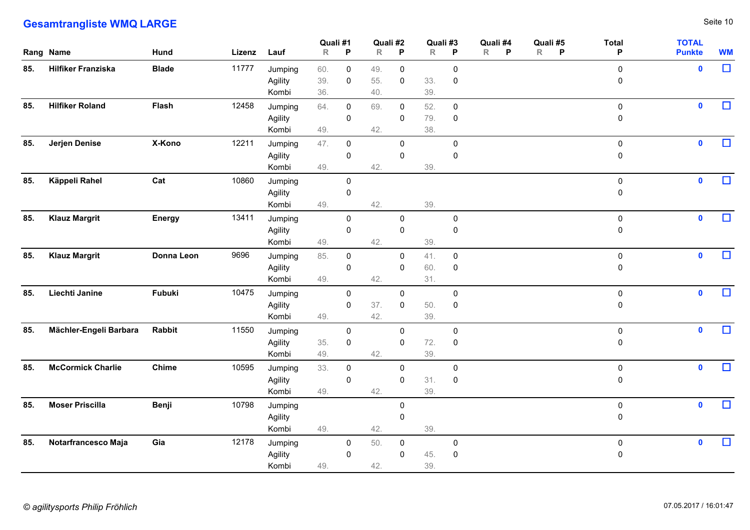## Gesamtrangliste WMQ LARGE

| Rang | Name | Hund | Lizenz | Lauf | Quali #1 R | Quali #1 P | Quali #2 R | Quali #2 P | Quali #3 R | Quali #3 P | Quali #4 R | Quali #4 P | Quali #5 R | Quali #5 P | Total P | TOTAL Punkte | WM |
|---|---|---|---|---|---|---|---|---|---|---|---|---|---|---|---|---|---|
| 85. | **Hilfiker Franziska** | **Blade** | 11777 | Jumping | 60. | 0 | 49. | 0 | | 0 | | | | | 0 | 0 | ☐ |
| | | | | Agility | 39. | 0 | 55. | 0 | 33. | 0 | | | | | 0 | | |
| | | | | Kombi | 36. | | 40. | | 39. | | | | | | | | |
| 85. | **Hilfiker Roland** | **Flash** | 12458 | Jumping | 64. | 0 | 69. | 0 | 52. | 0 | | | | | 0 | 0 | ☐ |
| | | | | Agility | | 0 | | 0 | 79. | 0 | | | | | 0 | | |
| | | | | Kombi | 49. | | 42. | | 38. | | | | | | | | |
| 85. | **Jerjen Denise** | **X-Kono** | 12211 | Jumping | 47. | 0 | | 0 | | 0 | | | | | 0 | 0 | ☐ |
| | | | | Agility | | 0 | | 0 | | 0 | | | | | 0 | | |
| | | | | Kombi | 49. | | 42. | | 39. | | | | | | | | |
| 85. | **Käppeli Rahel** | **Cat** | 10860 | Jumping | | 0 | | | | | | | | | 0 | 0 | ☐ |
| | | | | Agility | | 0 | | | | | | | | | 0 | | |
| | | | | Kombi | 49. | | 42. | | 39. | | | | | | | | |
| 85. | **Klauz Margrit** | **Energy** | 13411 | Jumping | | 0 | | 0 | | 0 | | | | | 0 | 0 | ☐ |
| | | | | Agility | | 0 | | 0 | | 0 | | | | | 0 | | |
| | | | | Kombi | 49. | | 42. | | 39. | | | | | | | | |
| 85. | **Klauz Margrit** | **Donna Leon** | 9696 | Jumping | 85. | 0 | | 0 | 41. | 0 | | | | | 0 | 0 | ☐ |
| | | | | Agility | | 0 | | 0 | 60. | 0 | | | | | 0 | | |
| | | | | Kombi | 49. | | 42. | | 31. | | | | | | | | |
| 85. | **Liechti Janine** | **Fubuki** | 10475 | Jumping | | 0 | | 0 | | 0 | | | | | 0 | 0 | ☐ |
| | | | | Agility | | 0 | 37. | 0 | 50. | 0 | | | | | 0 | | |
| | | | | Kombi | 49. | | 42. | | 39. | | | | | | | | |
| 85. | **Mächler-Engeli Barbara** | **Rabbit** | 11550 | Jumping | | 0 | | 0 | | 0 | | | | | 0 | 0 | ☐ |
| | | | | Agility | 35. | 0 | | 0 | 72. | 0 | | | | | 0 | | |
| | | | | Kombi | 49. | | 42. | | 39. | | | | | | | | |
| 85. | **McCormick Charlie** | **Chime** | 10595 | Jumping | 33. | 0 | | 0 | | 0 | | | | | 0 | 0 | ☐ |
| | | | | Agility | | 0 | | 0 | 31. | 0 | | | | | 0 | | |
| | | | | Kombi | 49. | | 42. | | 39. | | | | | | | | |
| 85. | **Moser Priscilla** | **Benji** | 10798 | Jumping | | | | 0 | | | | | | | 0 | 0 | ☐ |
| | | | | Agility | | | | 0 | | | | | | | 0 | | |
| | | | | Kombi | 49. | | 42. | | 39. | | | | | | | | |
| 85. | **Notarfrancesco Maja** | **Gia** | 12178 | Jumping | | 0 | 50. | 0 | | 0 | | | | | 0 | 0 | ☐ |
| | | | | Agility | | 0 | | 0 | 45. | 0 | | | | | 0 | | |
| | | | | Kombi | 49. | | 42. | | 39. | | | | | | | | |

*© agilitysports Philip Fröhlich*

07.05.2017 / 16:01:47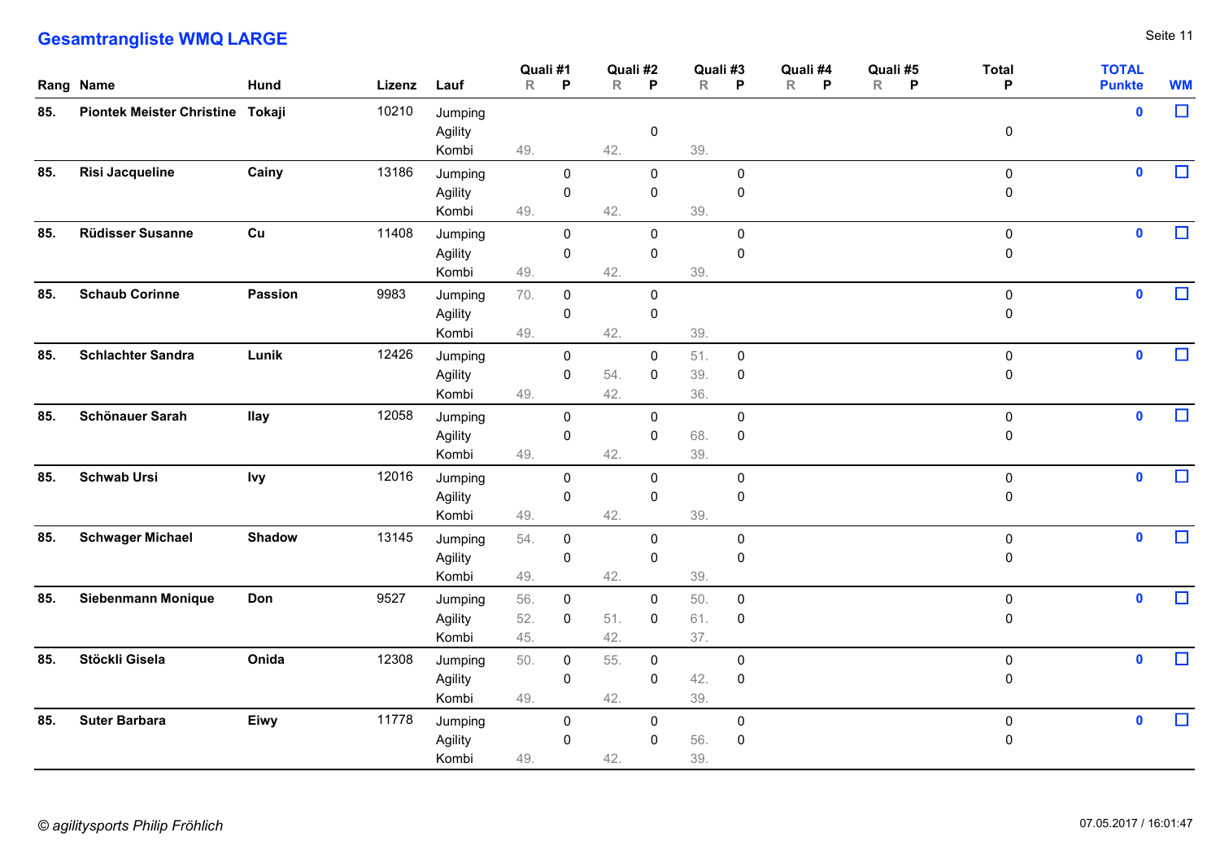## Gesamtrangliste WMQ LARGE

| Rang | Name | Hund | Lizenz | Lauf | Quali #1 R | Quali #1 P | Quali #2 R | Quali #2 P | Quali #3 R | Quali #3 P | Quali #4 R | Quali #4 P | Quali #5 R | Quali #5 P | Total P | TOTAL Punkte | WM |
|---|---|---|---|---|---|---|---|---|---|---|---|---|---|---|---|---|---|
| 85. | Piontek Meister Christine | Tokaji | 10210 | Jumping | | | | | | | | | | | | 0 | ☐ |
| | | | | Agility | | | | 0 | | | | | | | 0 | | |
| | | | | Kombi | 49. | | 42. | | 39. | | | | | | | | |
| 85. | Risi Jacqueline | Cainy | 13186 | Jumping | | 0 | | 0 | | 0 | | | | | 0 | 0 | ☐ |
| | | | | Agility | | 0 | | 0 | | 0 | | | | | 0 | | |
| | | | | Kombi | 49. | | 42. | | 39. | | | | | | | | |
| 85. | Rüdisser Susanne | Cu | 11408 | Jumping | | 0 | | 0 | | 0 | | | | | 0 | 0 | ☐ |
| | | | | Agility | | 0 | | 0 | | 0 | | | | | 0 | | |
| | | | | Kombi | 49. | | 42. | | 39. | | | | | | | | |
| 85. | Schaub Corinne | Passion | 9983 | Jumping | 70. | 0 | | 0 | | | | | | | 0 | 0 | ☐ |
| | | | | Agility | | 0 | | 0 | | | | | | | 0 | | |
| | | | | Kombi | 49. | | 42. | | 39. | | | | | | | | |
| 85. | Schlachter Sandra | Lunik | 12426 | Jumping | | 0 | | 0 | 51. | 0 | | | | | 0 | 0 | ☐ |
| | | | | Agility | | 0 | 54. | 0 | 39. | 0 | | | | | 0 | | |
| | | | | Kombi | 49. | | 42. | | 36. | | | | | | | | |
| 85. | Schönauer Sarah | Ilay | 12058 | Jumping | | 0 | | 0 | | 0 | | | | | 0 | 0 | ☐ |
| | | | | Agility | | 0 | | 0 | 68. | 0 | | | | | 0 | | |
| | | | | Kombi | 49. | | 42. | | 39. | | | | | | | | |
| 85. | Schwab Ursi | Ivy | 12016 | Jumping | | 0 | | 0 | | 0 | | | | | 0 | 0 | ☐ |
| | | | | Agility | | 0 | | 0 | | 0 | | | | | 0 | | |
| | | | | Kombi | 49. | | 42. | | 39. | | | | | | | | |
| 85. | Schwager Michael | Shadow | 13145 | Jumping | 54. | 0 | | 0 | | 0 | | | | | 0 | 0 | ☐ |
| | | | | Agility | | 0 | | 0 | | 0 | | | | | 0 | | |
| | | | | Kombi | 49. | | 42. | | 39. | | | | | | | | |
| 85. | Siebenmann Monique | Don | 9527 | Jumping | 56. | 0 | | 0 | 50. | 0 | | | | | 0 | 0 | ☐ |
| | | | | Agility | 52. | 0 | 51. | 0 | 61. | 0 | | | | | 0 | | |
| | | | | Kombi | 45. | | 42. | | 37. | | | | | | | | |
| 85. | Stöckli Gisela | Onida | 12308 | Jumping | 50. | 0 | 55. | 0 | | 0 | | | | | 0 | 0 | ☐ |
| | | | | Agility | | 0 | | 0 | 42. | 0 | | | | | 0 | | |
| | | | | Kombi | 49. | | 42. | | 39. | | | | | | | | |
| 85. | Suter Barbara | Eiwy | 11778 | Jumping | | 0 | | 0 | | 0 | | | | | 0 | 0 | ☐ |
| | | | | Agility | | 0 | | 0 | 56. | 0 | | | | | 0 | | |
| | | | | Kombi | 49. | | 42. | | 39. | | | | | | | | |

*© agilitysports Philip Fröhlich*

07.05.2017 / 16:01:47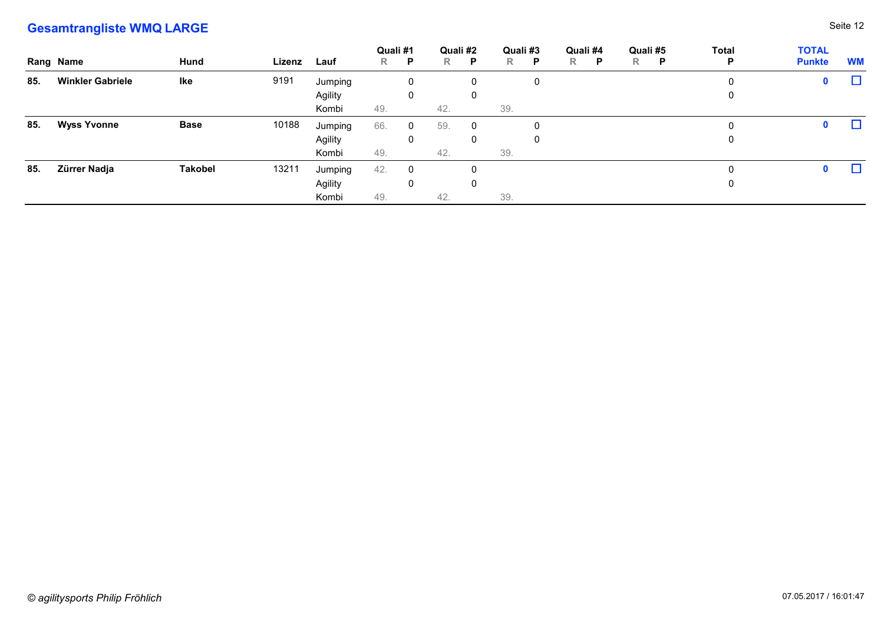## Gesamtrangliste WMQ LARGE

| Rang | Name | Hund | Lizenz | Lauf | Quali #1 | | Quali #2 | | Quali #3 | | Quali #4 | | Quali #5 | | Total | TOTAL | WM |
|---|---|---|---|---|---|---|---|---|---|---|---|---|---|---|---|---|---|
| | | | | | R | P | R | P | R | P | R | P | R | P | P | Punkte | |
| 85. | Winkler Gabriele | Ike | 9191 | Jumping | | 0 | | 0 | | 0 | | | | | 0 | 0 | ☐ |
| | | | | Agility | | 0 | | 0 | | | | | | | 0 | | |
| | | | | Kombi | 49. | | 42. | | 39. | | | | | | | | |
| 85. | Wyss Yvonne | Base | 10188 | Jumping | 66. | 0 | 59. | 0 | | 0 | | | | | 0 | 0 | ☐ |
| | | | | Agility | | 0 | | 0 | | 0 | | | | | 0 | | |
| | | | | Kombi | 49. | | 42. | | 39. | | | | | | | | |
| 85. | Zürrer Nadja | Takobel | 13211 | Jumping | 42. | 0 | | 0 | | | | | | | 0 | 0 | ☐ |
| | | | | Agility | | 0 | | 0 | | | | | | | 0 | | |
| | | | | Kombi | 49. | | 42. | | 39. | | | | | | | | |

*© agilitysports Philip Fröhlich* 07.05.2017 / 16:01:47